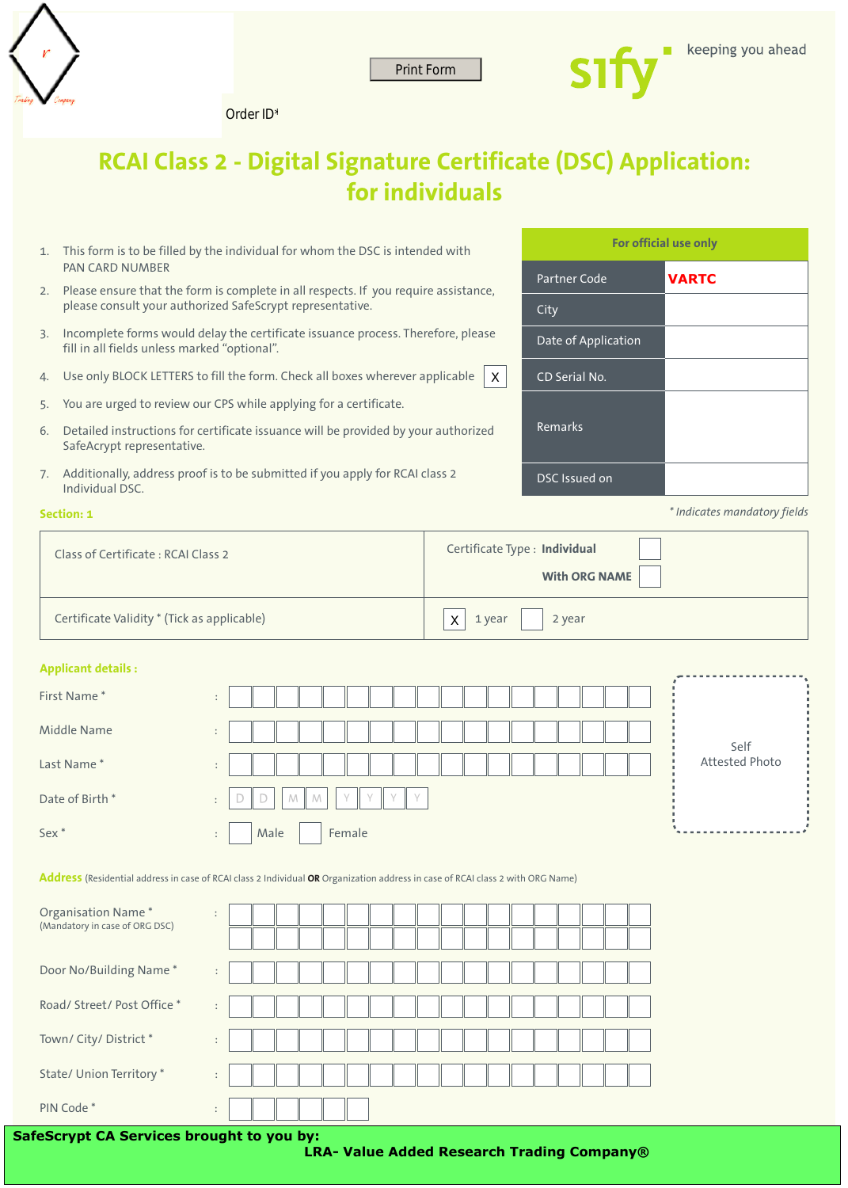Print Form

Order ID*

sify keeping you ahead

# RCAI Class 2 - Digital Signature Certificate (DSC) Application: for individuals

1. This form is to be filled by the individual for whom the DSC is intended with PAN CARD NUMBER
2. Please ensure that the form is complete in all respects. If you require assistance, please consult your authorized SafeScrypt representative.
3. Incomplete forms would delay the certificate issuance process. Therefore, please fill in all fields unless marked "optional".
4. Use only BLOCK LETTERS to fill the form. Check all boxes wherever applicable [X]
5. You are urged to review our CPS while applying for a certificate.
6. Detailed instructions for certificate issuance will be provided by your authorized SafeAcrypt representative.
7. Additionally, address proof is to be submitted if you apply for RCAI class 2 Individual DSC.

| For official use only | |
|---|---|
| Partner Code | **VARTC** |
| City | |
| Date of Application | |
| CD Serial No. | |
| Remarks | |
| DSC Issued on | |

*\* Indicates mandatory fields*

**Section: 1**

| Class of Certificate : RCAI Class 2 | Certificate Type : **Individual** [ ] **With ORG NAME** [ ] |
|---|---|
| Certificate Validity * (Tick as applicable) | [X] 1 year [ ] 2 year |

**Applicant details :**

First Name * :

Middle Name :

Last Name * :

Date of Birth * : D D M M Y Y Y Y

Sex * : [ ] Male [ ] Female

Self Attested Photo

**Address** (Residential address in case of RCAI class 2 Individual **OR** Organization address in case of RCAI class 2 with ORG Name)

Organisation Name * (Mandatory in case of ORG DSC) :

Door No/Building Name * :

Road/ Street/ Post Office * :

Town/ City/ District * :

State/ Union Territory * :

PIN Code * :

**SafeScrypt CA Services brought to you by:**
**LRA- Value Added Research Trading Company®**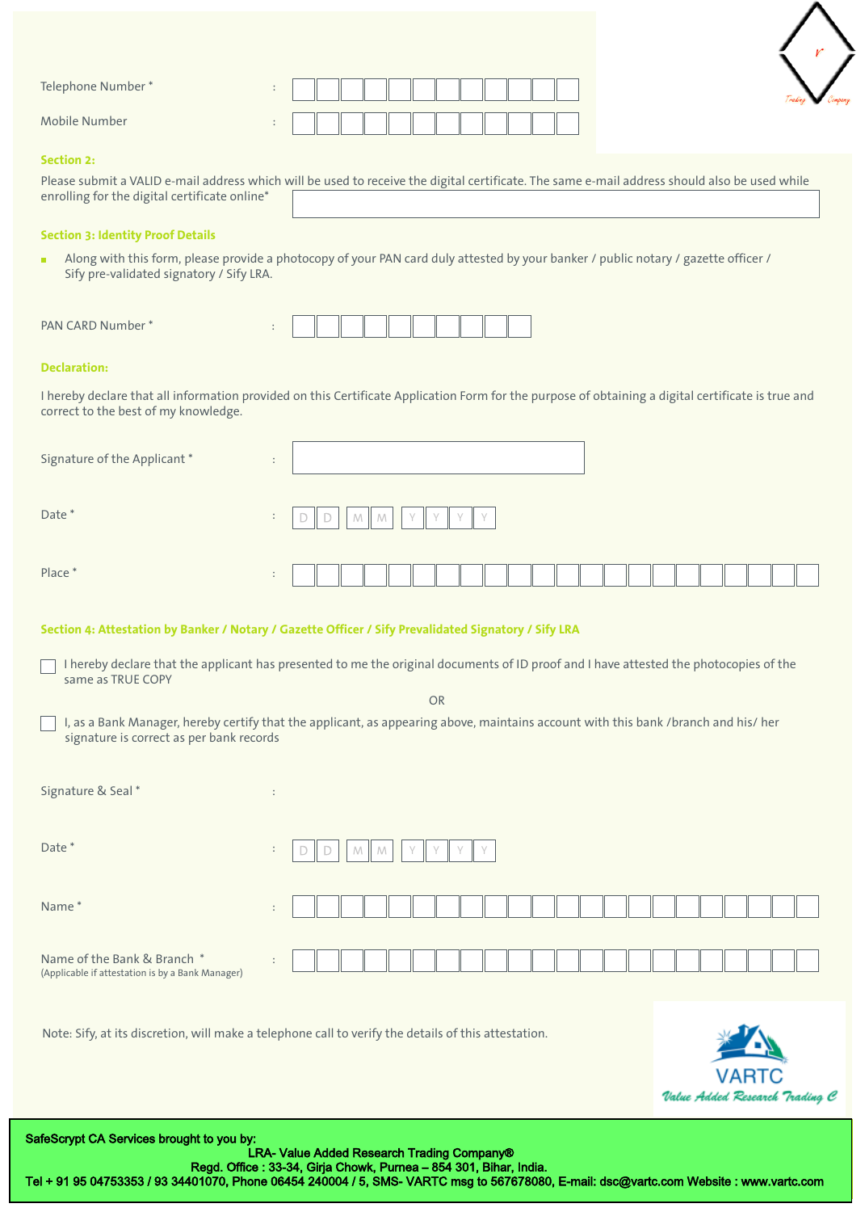Telephone Number * :

Mobile Number :

**Section 2:**

Please submit a VALID e-mail address which will be used to receive the digital certificate. The same e-mail address should also be used while enrolling for the digital certificate online*

**Section 3: Identity Proof Details**

- Along with this form, please provide a photocopy of your PAN card duly attested by your banker / public notary / gazette officer / Sify pre-validated signatory / Sify LRA.

PAN CARD Number * :

**Declaration:**

I hereby declare that all information provided on this Certificate Application Form for the purpose of obtaining a digital certificate is true and correct to the best of my knowledge.

Signature of the Applicant * :

Date * : D D M M Y Y Y Y

Place * :

**Section 4: Attestation by Banker / Notary / Gazette Officer / Sify Prevalidated Signatory / Sify LRA**

☐ I hereby declare that the applicant has presented to me the original documents of ID proof and I have attested the photocopies of the same as TRUE COPY

OR

☐ I, as a Bank Manager, hereby certify that the applicant, as appearing above, maintains account with this bank /branch and his/ her signature is correct as per bank records

Signature & Seal * :

Date * : D D M M Y Y Y Y

Name * :

Name of the Bank & Branch * :
(Applicable if attestation is by a Bank Manager)

Note: Sify, at its discretion, will make a telephone call to verify the details of this attestation.

VARTC
Value Added Research Trading C

**SafeScrypt CA Services brought to you by:**
**LRA- Value Added Research Trading Company®**
**Regd. Office : 33-34, Girja Chowk, Purnea – 854 301, Bihar, India.**
**Tel + 91 95 04753353 / 93 34401070, Phone 06454 240004 / 5, SMS- VARTC msg to 567678080, E-mail: dsc@vartc.com Website : www.vartc.com**